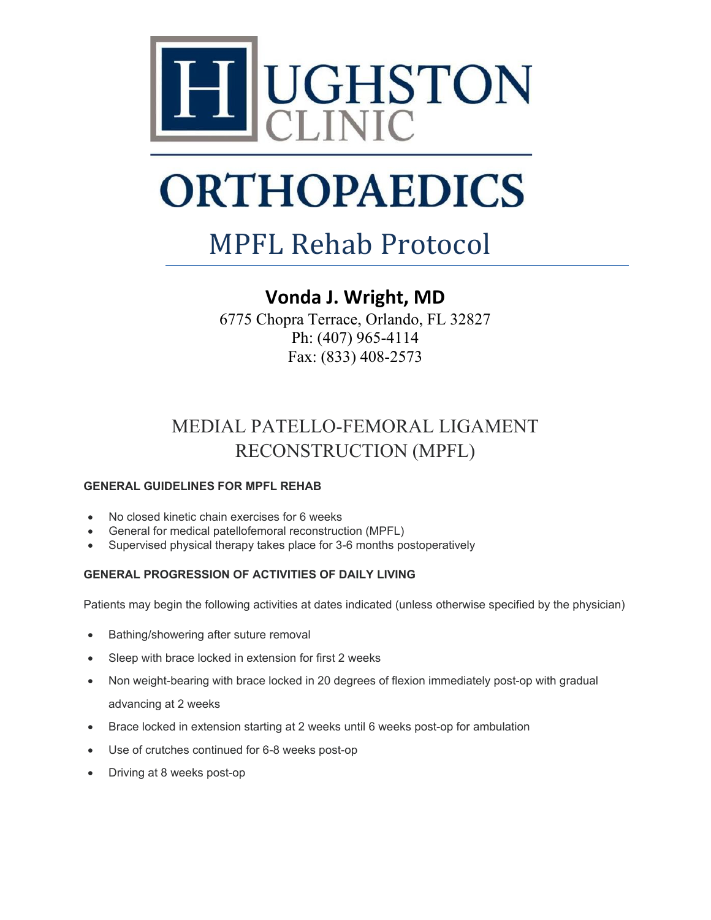# HUGHSTON CLINIC

# ORTHOPAEDICS

## MPFL Rehab Protocol

**Vonda J. Wright, MD**

6775 Chopra Terrace, Orlando, FL 32827
Ph: (407) 965-4114
Fax: (833) 408-2573

## MEDIAL PATELLO-FEMORAL LIGAMENT RECONSTRUCTION (MPFL)

### GENERAL GUIDELINES FOR MPFL REHAB

- No closed kinetic chain exercises for 6 weeks
- General for medical patellofemoral reconstruction (MPFL)
- Supervised physical therapy takes place for 3-6 months postoperatively

### GENERAL PROGRESSION OF ACTIVITIES OF DAILY LIVING

Patients may begin the following activities at dates indicated (unless otherwise specified by the physician)

- Bathing/showering after suture removal
- Sleep with brace locked in extension for first 2 weeks
- Non weight-bearing with brace locked in 20 degrees of flexion immediately post-op with gradual advancing at 2 weeks
- Brace locked in extension starting at 2 weeks until 6 weeks post-op for ambulation
- Use of crutches continued for 6-8 weeks post-op
- Driving at 8 weeks post-op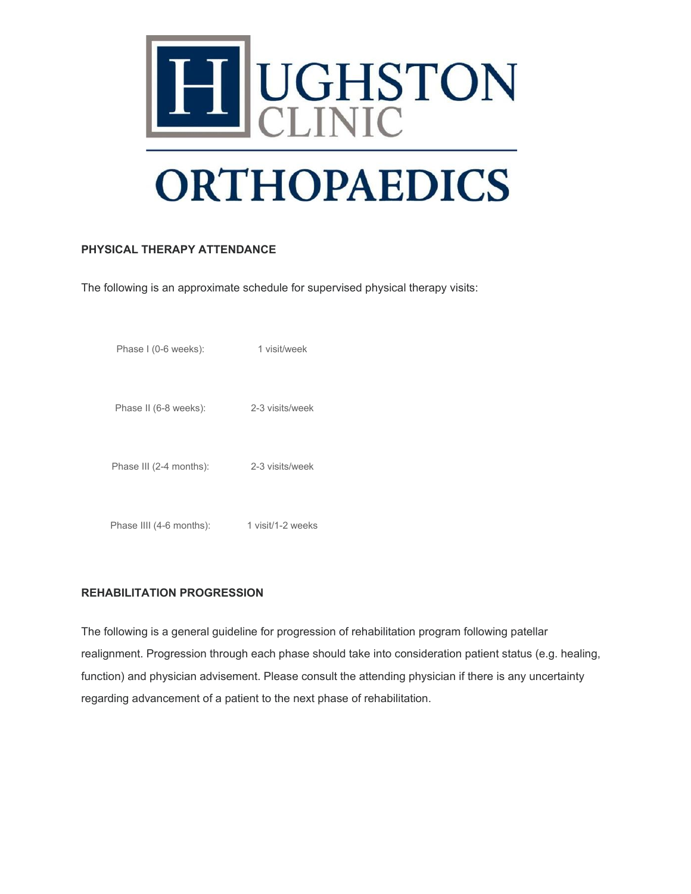# HUGHSTON CLINIC

# ORTHOPAEDICS

**PHYSICAL THERAPY ATTENDANCE**

The following is an approximate schedule for supervised physical therapy visits:

| | |
|---|---|
| Phase I (0-6 weeks): | 1 visit/week |
| Phase II (6-8 weeks): | 2-3 visits/week |
| Phase III (2-4 months): | 2-3 visits/week |
| Phase IIII (4-6 months): | 1 visit/1-2 weeks |

**REHABILITATION PROGRESSION**

The following is a general guideline for progression of rehabilitation program following patellar realignment. Progression through each phase should take into consideration patient status (e.g. healing, function) and physician advisement. Please consult the attending physician if there is any uncertainty regarding advancement of a patient to the next phase of rehabilitation.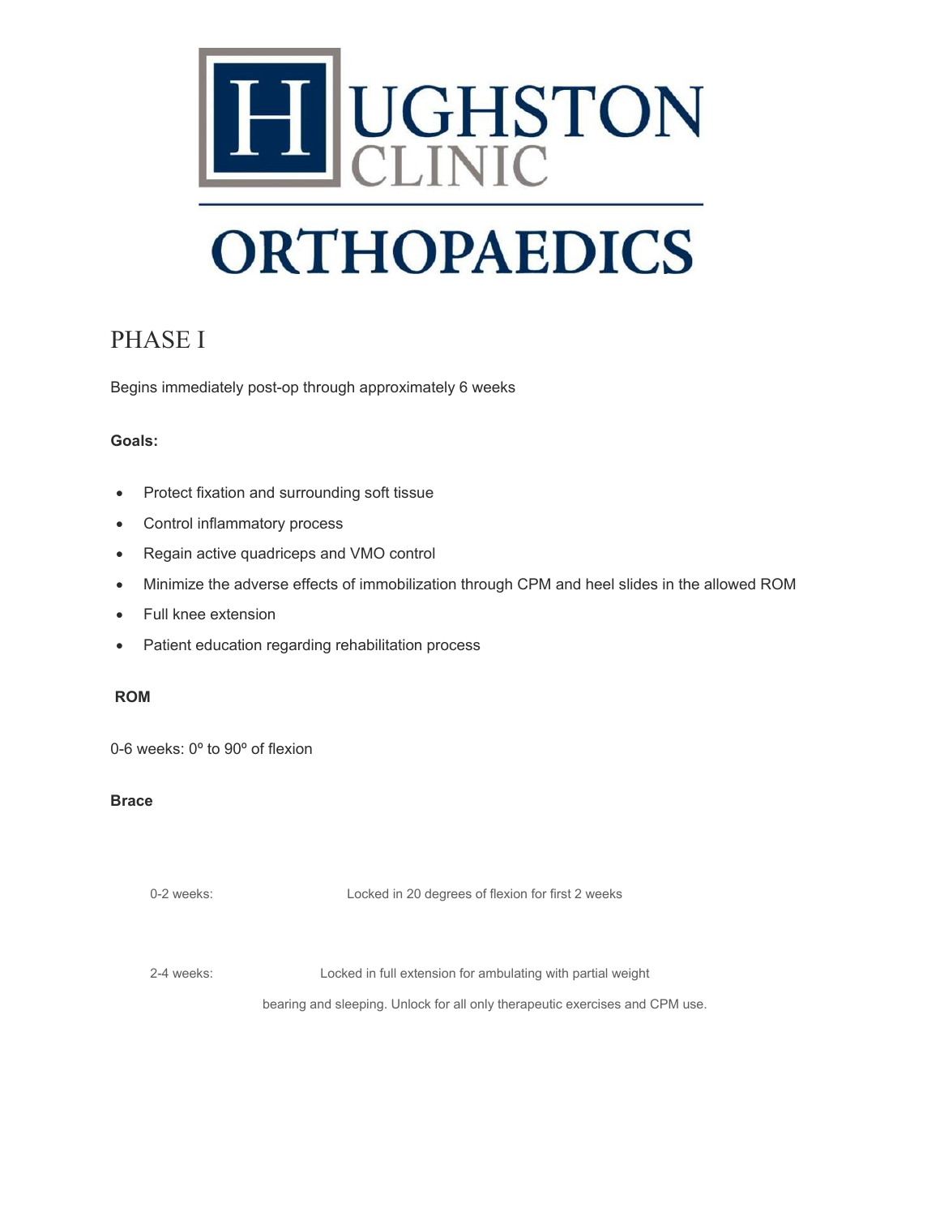# HUGHSTON CLINIC ORTHOPAEDICS

## PHASE I

Begins immediately post-op through approximately 6 weeks

**Goals:**

- Protect fixation and surrounding soft tissue
- Control inflammatory process
- Regain active quadriceps and VMO control
- Minimize the adverse effects of immobilization through CPM and heel slides in the allowed ROM
- Full knee extension
- Patient education regarding rehabilitation process

**ROM**

0-6 weeks: 0º to 90º of flexion

**Brace**

0-2 weeks: Locked in 20 degrees of flexion for first 2 weeks

2-4 weeks: Locked in full extension for ambulating with partial weight bearing and sleeping. Unlock for all only therapeutic exercises and CPM use.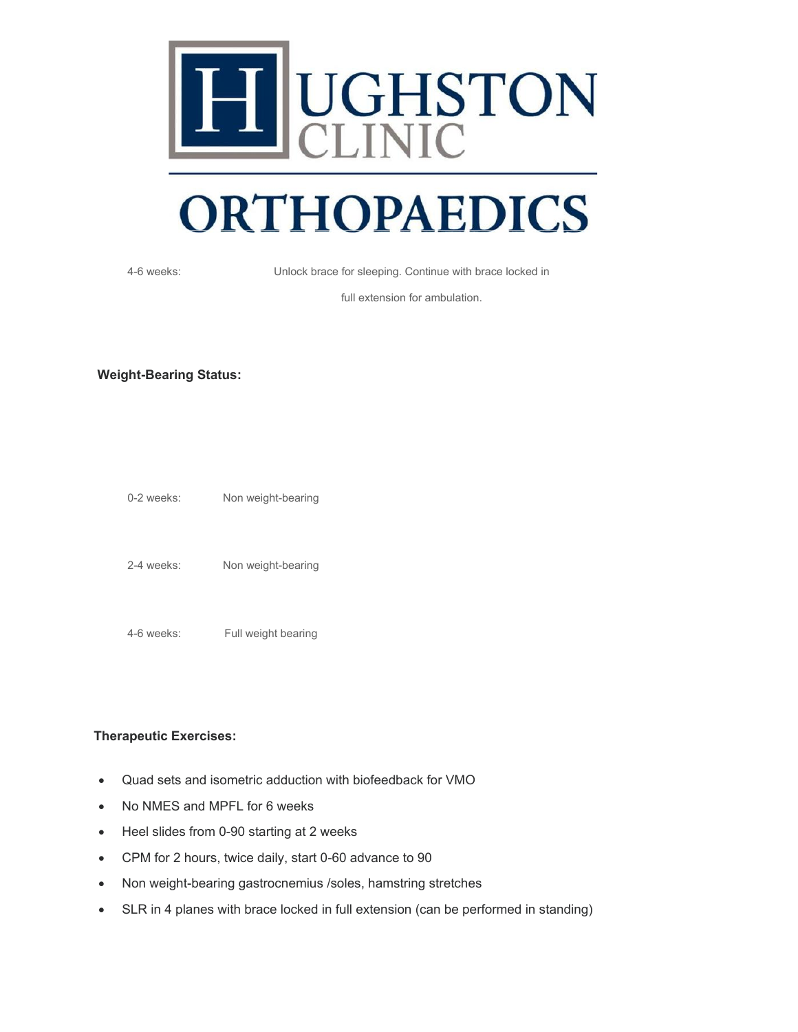4-6 weeks: Unlock brace for sleeping. Continue with brace locked in full extension for ambulation.

**Weight-Bearing Status:**

| | |
|---|---|
| 0-2 weeks: | Non weight-bearing |
| 2-4 weeks: | Non weight-bearing |
| 4-6 weeks: | Full weight bearing |

**Therapeutic Exercises:**

- Quad sets and isometric adduction with biofeedback for VMO
- No NMES and MPFL for 6 weeks
- Heel slides from 0-90 starting at 2 weeks
- CPM for 2 hours, twice daily, start 0-60 advance to 90
- Non weight-bearing gastrocnemius /soles, hamstring stretches
- SLR in 4 planes with brace locked in full extension (can be performed in standing)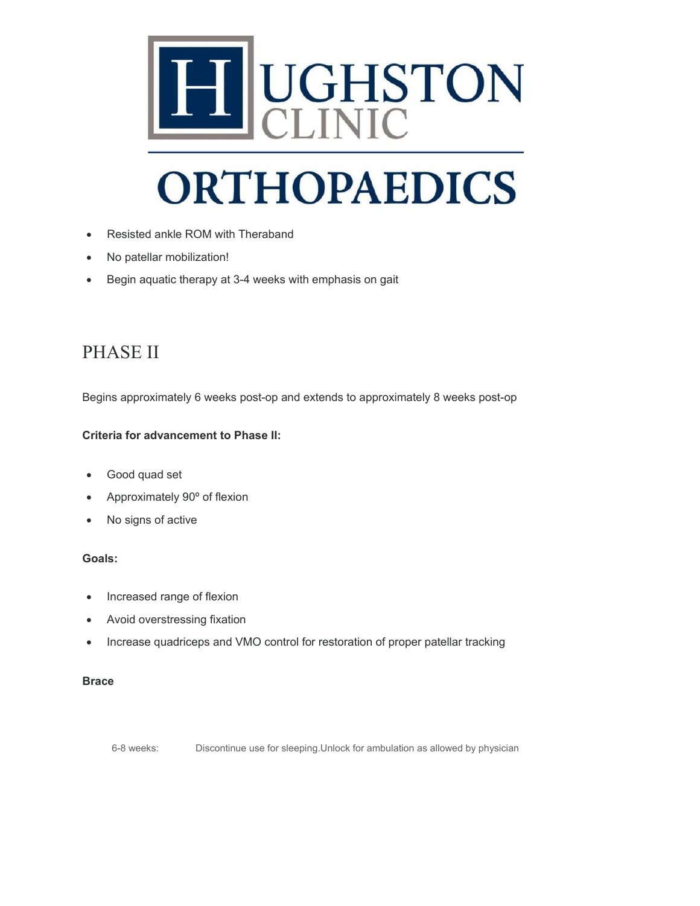- Resisted ankle ROM with Theraband
- No patellar mobilization!
- Begin aquatic therapy at 3-4 weeks with emphasis on gait

## PHASE II

Begins approximately 6 weeks post-op and extends to approximately 8 weeks post-op

**Criteria for advancement to Phase II:**

- Good quad set
- Approximately 90º of flexion
- No signs of active

**Goals:**

- Increased range of flexion
- Avoid overstressing fixation
- Increase quadriceps and VMO control for restoration of proper patellar tracking

**Brace**

| | |
|---|---|
| 6-8 weeks: | Discontinue use for sleeping.Unlock for ambulation as allowed by physician |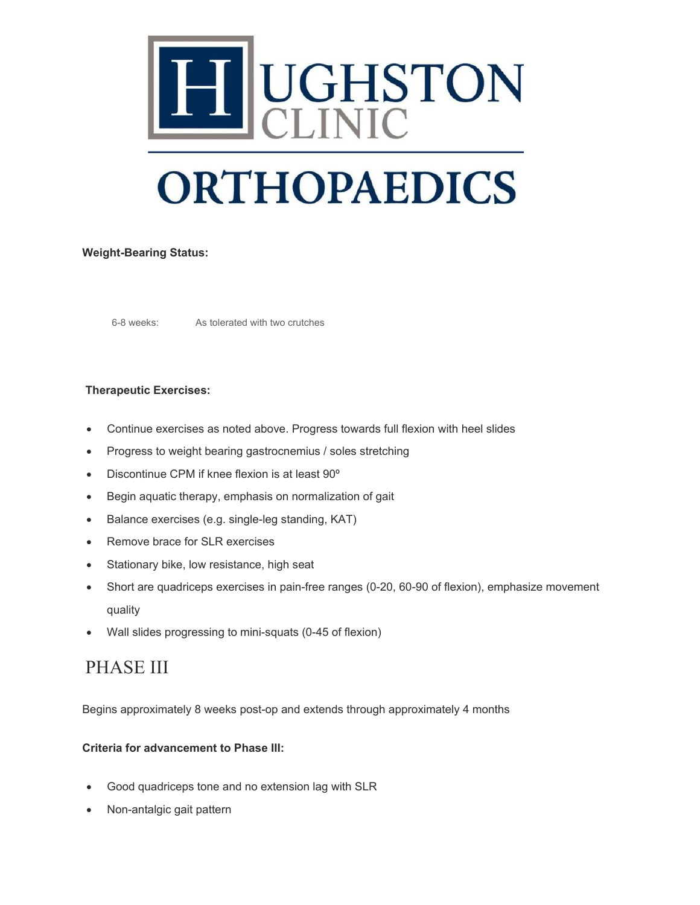**Weight-Bearing Status:**

6-8 weeks: As tolerated with two crutches

**Therapeutic Exercises:**

- Continue exercises as noted above. Progress towards full flexion with heel slides
- Progress to weight bearing gastrocnemius / soles stretching
- Discontinue CPM if knee flexion is at least 90º
- Begin aquatic therapy, emphasis on normalization of gait
- Balance exercises (e.g. single-leg standing, KAT)
- Remove brace for SLR exercises
- Stationary bike, low resistance, high seat
- Short are quadriceps exercises in pain-free ranges (0-20, 60-90 of flexion), emphasize movement quality
- Wall slides progressing to mini-squats (0-45 of flexion)

# PHASE III

Begins approximately 8 weeks post-op and extends through approximately 4 months

**Criteria for advancement to Phase III:**

- Good quadriceps tone and no extension lag with SLR
- Non-antalgic gait pattern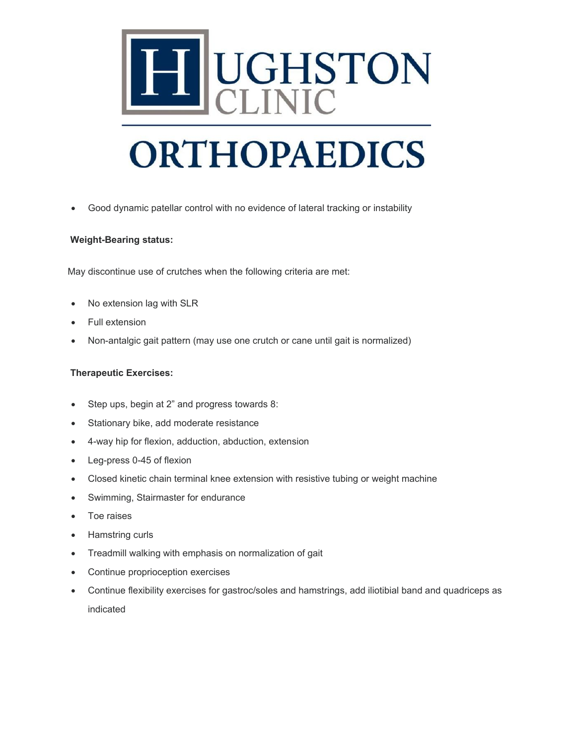- Good dynamic patellar control with no evidence of lateral tracking or instability

**Weight-Bearing status:**

May discontinue use of crutches when the following criteria are met:

- No extension lag with SLR
- Full extension
- Non-antalgic gait pattern (may use one crutch or cane until gait is normalized)

**Therapeutic Exercises:**

- Step ups, begin at 2" and progress towards 8:
- Stationary bike, add moderate resistance
- 4-way hip for flexion, adduction, abduction, extension
- Leg-press 0-45 of flexion
- Closed kinetic chain terminal knee extension with resistive tubing or weight machine
- Swimming, Stairmaster for endurance
- Toe raises
- Hamstring curls
- Treadmill walking with emphasis on normalization of gait
- Continue proprioception exercises
- Continue flexibility exercises for gastroc/soles and hamstrings, add iliotibial band and quadriceps as indicated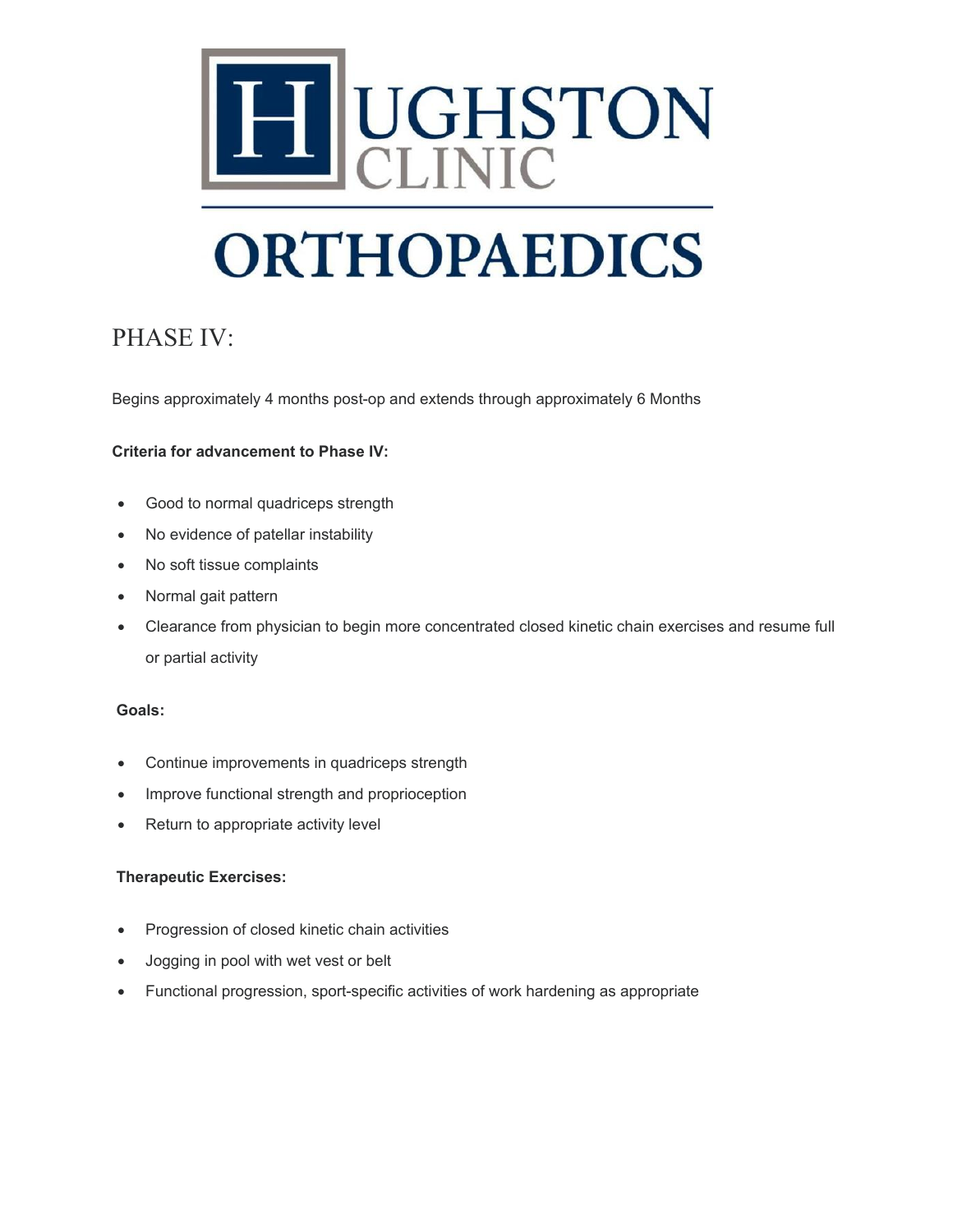# HUGHSTON CLINIC

# ORTHOPAEDICS

## PHASE IV:

Begins approximately 4 months post-op and extends through approximately 6 Months

**Criteria for advancement to Phase IV:**

- Good to normal quadriceps strength
- No evidence of patellar instability
- No soft tissue complaints
- Normal gait pattern
- Clearance from physician to begin more concentrated closed kinetic chain exercises and resume full or partial activity

**Goals:**

- Continue improvements in quadriceps strength
- Improve functional strength and proprioception
- Return to appropriate activity level

**Therapeutic Exercises:**

- Progression of closed kinetic chain activities
- Jogging in pool with wet vest or belt
- Functional progression, sport-specific activities of work hardening as appropriate